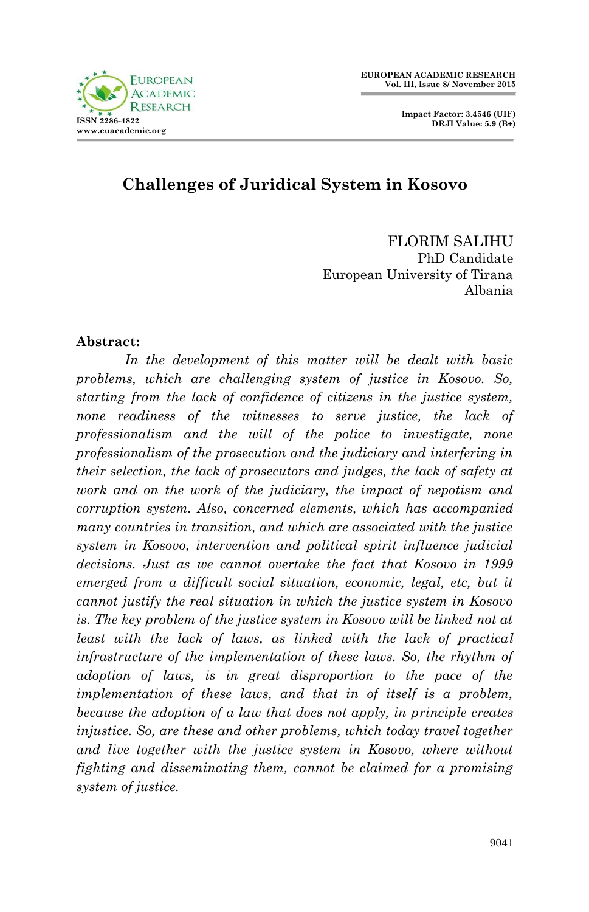# Challenges of Juridical System in Kosovo

FLORIM SALIHU
PhD Candidate
European University of Tirana
Albania

**Abstract:**

*In the development of this matter will be dealt with basic problems, which are challenging system of justice in Kosovo. So, starting from the lack of confidence of citizens in the justice system, none readiness of the witnesses to serve justice, the lack of professionalism and the will of the police to investigate, none professionalism of the prosecution and the judiciary and interfering in their selection, the lack of prosecutors and judges, the lack of safety at work and on the work of the judiciary, the impact of nepotism and corruption system. Also, concerned elements, which has accompanied many countries in transition, and which are associated with the justice system in Kosovo, intervention and political spirit influence judicial decisions. Just as we cannot overtake the fact that Kosovo in 1999 emerged from a difficult social situation, economic, legal, etc, but it cannot justify the real situation in which the justice system in Kosovo is. The key problem of the justice system in Kosovo will be linked not at least with the lack of laws, as linked with the lack of practical infrastructure of the implementation of these laws. So, the rhythm of adoption of laws, is in great disproportion to the pace of the implementation of these laws, and that in of itself is a problem, because the adoption of a law that does not apply, in principle creates injustice. So, are these and other problems, which today travel together and live together with the justice system in Kosovo, where without fighting and disseminating them, cannot be claimed for a promising system of justice.*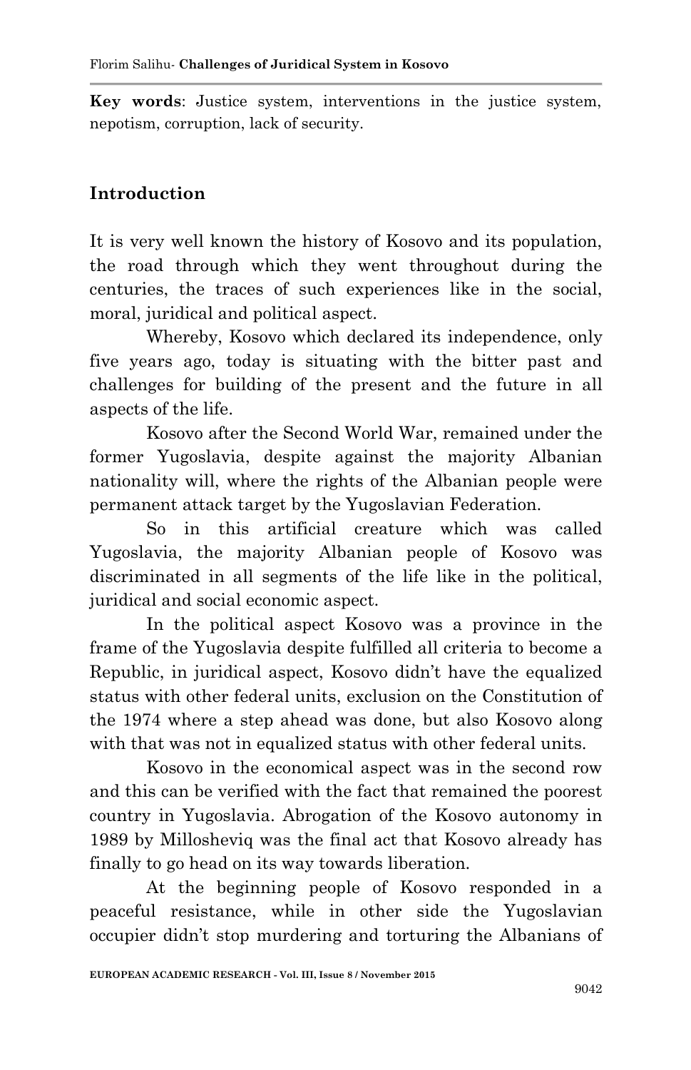**Key words**: Justice system, interventions in the justice system, nepotism, corruption, lack of security.

## Introduction

It is very well known the history of Kosovo and its population, the road through which they went throughout during the centuries, the traces of such experiences like in the social, moral, juridical and political aspect.

Whereby, Kosovo which declared its independence, only five years ago, today is situating with the bitter past and challenges for building of the present and the future in all aspects of the life.

Kosovo after the Second World War, remained under the former Yugoslavia, despite against the majority Albanian nationality will, where the rights of the Albanian people were permanent attack target by the Yugoslavian Federation.

So in this artificial creature which was called Yugoslavia, the majority Albanian people of Kosovo was discriminated in all segments of the life like in the political, juridical and social economic aspect.

In the political aspect Kosovo was a province in the frame of the Yugoslavia despite fulfilled all criteria to become a Republic, in juridical aspect, Kosovo didn't have the equalized status with other federal units, exclusion on the Constitution of the 1974 where a step ahead was done, but also Kosovo along with that was not in equalized status with other federal units.

Kosovo in the economical aspect was in the second row and this can be verified with the fact that remained the poorest country in Yugoslavia. Abrogation of the Kosovo autonomy in 1989 by Millosheviq was the final act that Kosovo already has finally to go head on its way towards liberation.

At the beginning people of Kosovo responded in a peaceful resistance, while in other side the Yugoslavian occupier didn't stop murdering and torturing the Albanians of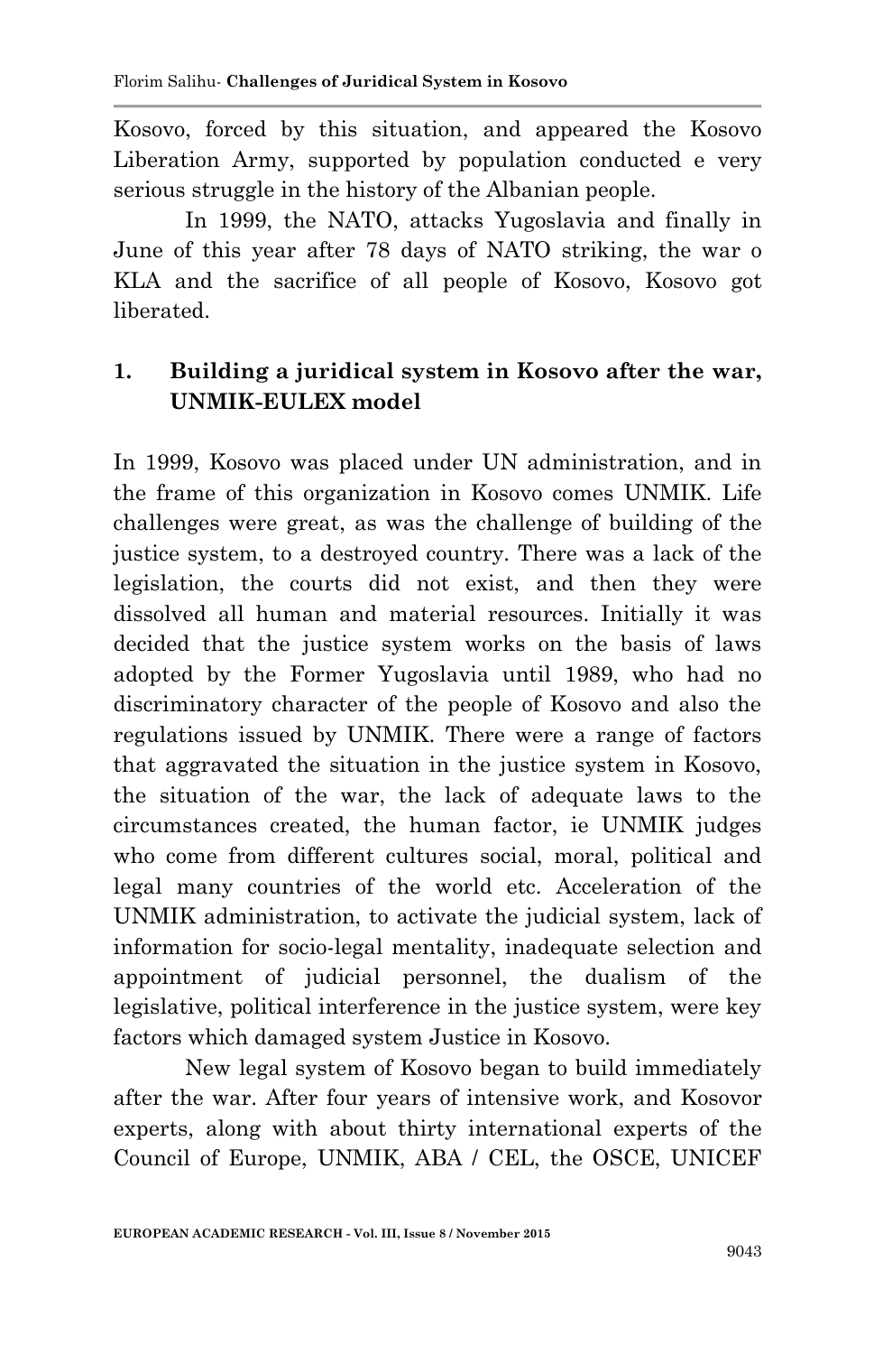Kosovo, forced by this situation, and appeared the Kosovo Liberation Army, supported by population conducted e very serious struggle in the history of the Albanian people.

In 1999, the NATO, attacks Yugoslavia and finally in June of this year after 78 days of NATO striking, the war o KLA and the sacrifice of all people of Kosovo, Kosovo got liberated.

## 1. Building a juridical system in Kosovo after the war, UNMIK-EULEX model

In 1999, Kosovo was placed under UN administration, and in the frame of this organization in Kosovo comes UNMIK. Life challenges were great, as was the challenge of building of the justice system, to a destroyed country. There was a lack of the legislation, the courts did not exist, and then they were dissolved all human and material resources. Initially it was decided that the justice system works on the basis of laws adopted by the Former Yugoslavia until 1989, who had no discriminatory character of the people of Kosovo and also the regulations issued by UNMIK. There were a range of factors that aggravated the situation in the justice system in Kosovo, the situation of the war, the lack of adequate laws to the circumstances created, the human factor, ie UNMIK judges who come from different cultures social, moral, political and legal many countries of the world etc. Acceleration of the UNMIK administration, to activate the judicial system, lack of information for socio-legal mentality, inadequate selection and appointment of judicial personnel, the dualism of the legislative, political interference in the justice system, were key factors which damaged system Justice in Kosovo.

New legal system of Kosovo began to build immediately after the war. After four years of intensive work, and Kosovor experts, along with about thirty international experts of the Council of Europe, UNMIK, ABA / CEL, the OSCE, UNICEF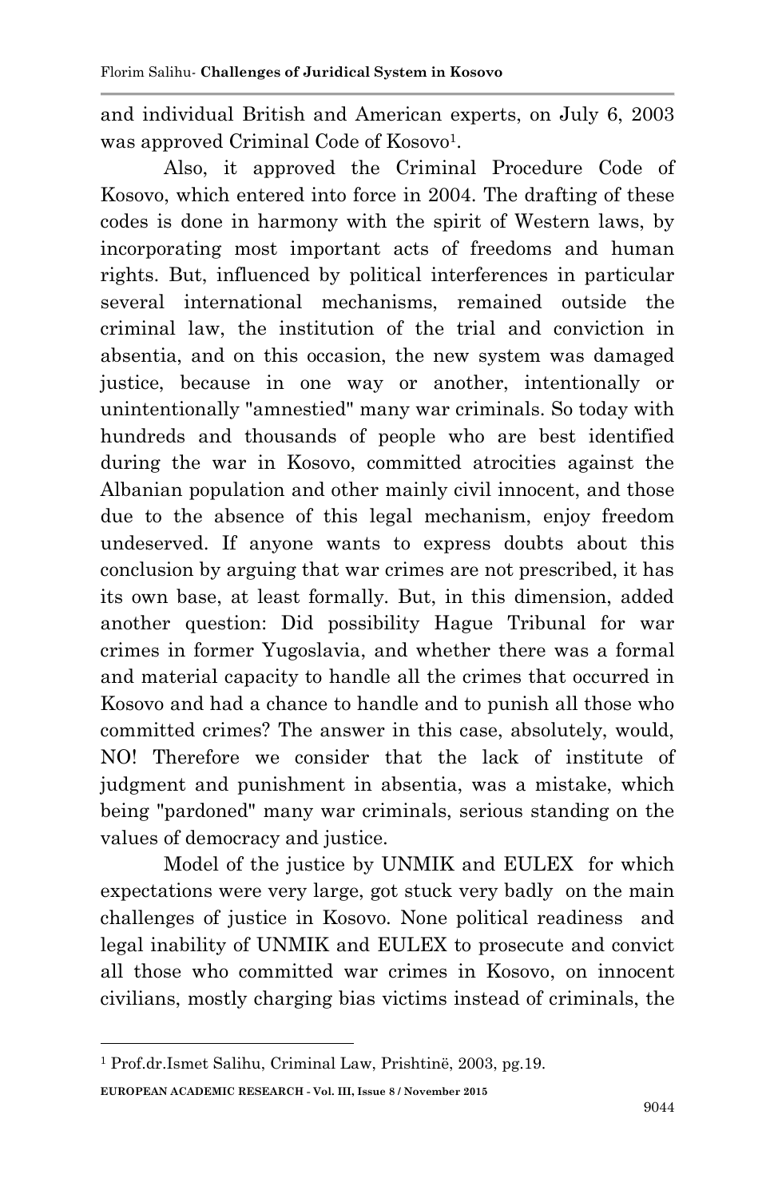and individual British and American experts, on July 6, 2003 was approved Criminal Code of Kosovo[1].

Also, it approved the Criminal Procedure Code of Kosovo, which entered into force in 2004. The drafting of these codes is done in harmony with the spirit of Western laws, by incorporating most important acts of freedoms and human rights. But, influenced by political interferences in particular several international mechanisms, remained outside the criminal law, the institution of the trial and conviction in absentia, and on this occasion, the new system was damaged justice, because in one way or another, intentionally or unintentionally "amnestied" many war criminals. So today with hundreds and thousands of people who are best identified during the war in Kosovo, committed atrocities against the Albanian population and other mainly civil innocent, and those due to the absence of this legal mechanism, enjoy freedom undeserved. If anyone wants to express doubts about this conclusion by arguing that war crimes are not prescribed, it has its own base, at least formally. But, in this dimension, added another question: Did possibility Hague Tribunal for war crimes in former Yugoslavia, and whether there was a formal and material capacity to handle all the crimes that occurred in Kosovo and had a chance to handle and to punish all those who committed crimes? The answer in this case, absolutely, would, NO! Therefore we consider that the lack of institute of judgment and punishment in absentia, was a mistake, which being "pardoned" many war criminals, serious standing on the values of democracy and justice.

Model of the justice by UNMIK and EULEX for which expectations were very large, got stuck very badly on the main challenges of justice in Kosovo. None political readiness and legal inability of UNMIK and EULEX to prosecute and convict all those who committed war crimes in Kosovo, on innocent civilians, mostly charging bias victims instead of criminals, the

[1] Prof.dr.Ismet Salihu, Criminal Law, Prishtinë, 2003, pg.19.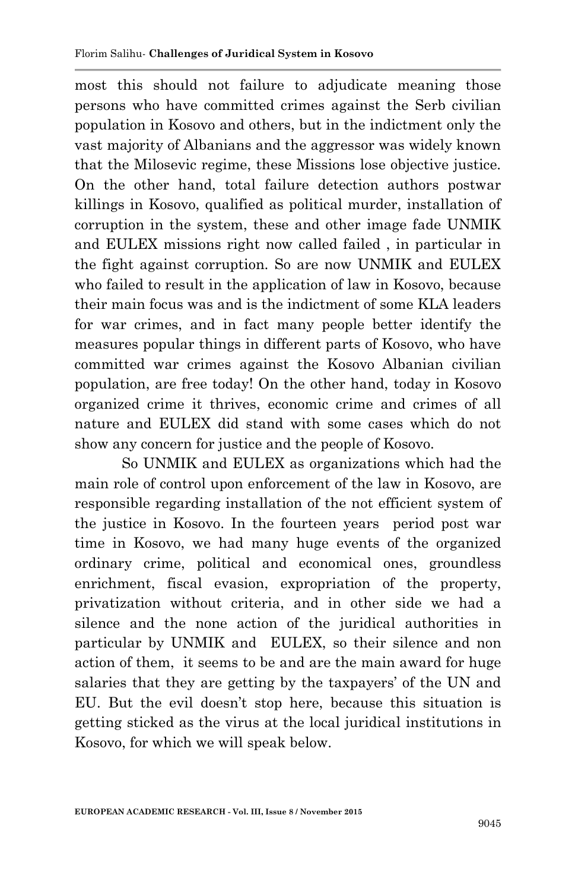most this should not failure to adjudicate meaning those persons who have committed crimes against the Serb civilian population in Kosovo and others, but in the indictment only the vast majority of Albanians and the aggressor was widely known that the Milosevic regime, these Missions lose objective justice. On the other hand, total failure detection authors postwar killings in Kosovo, qualified as political murder, installation of corruption in the system, these and other image fade UNMIK and EULEX missions right now called failed , in particular in the fight against corruption. So are now UNMIK and EULEX who failed to result in the application of law in Kosovo, because their main focus was and is the indictment of some KLA leaders for war crimes, and in fact many people better identify the measures popular things in different parts of Kosovo, who have committed war crimes against the Kosovo Albanian civilian population, are free today! On the other hand, today in Kosovo organized crime it thrives, economic crime and crimes of all nature and EULEX did stand with some cases which do not show any concern for justice and the people of Kosovo.

So UNMIK and EULEX as organizations which had the main role of control upon enforcement of the law in Kosovo, are responsible regarding installation of the not efficient system of the justice in Kosovo. In the fourteen years period post war time in Kosovo, we had many huge events of the organized ordinary crime, political and economical ones, groundless enrichment, fiscal evasion, expropriation of the property, privatization without criteria, and in other side we had a silence and the none action of the juridical authorities in particular by UNMIK and EULEX, so their silence and non action of them, it seems to be and are the main award for huge salaries that they are getting by the taxpayers' of the UN and EU. But the evil doesn't stop here, because this situation is getting sticked as the virus at the local juridical institutions in Kosovo, for which we will speak below.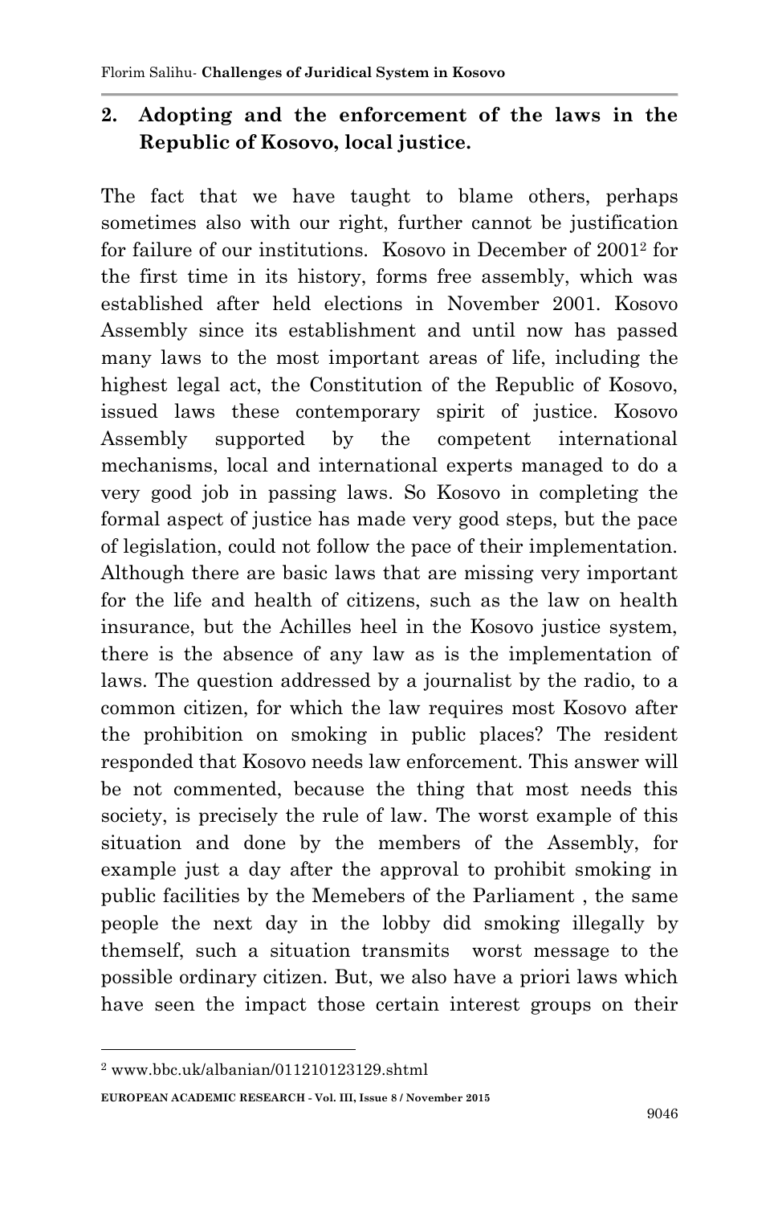## 2. Adopting and the enforcement of the laws in the Republic of Kosovo, local justice.

The fact that we have taught to blame others, perhaps sometimes also with our right, further cannot be justification for failure of our institutions. Kosovo in December of 2001[2] for the first time in its history, forms free assembly, which was established after held elections in November 2001. Kosovo Assembly since its establishment and until now has passed many laws to the most important areas of life, including the highest legal act, the Constitution of the Republic of Kosovo, issued laws these contemporary spirit of justice. Kosovo Assembly supported by the competent international mechanisms, local and international experts managed to do a very good job in passing laws. So Kosovo in completing the formal aspect of justice has made very good steps, but the pace of legislation, could not follow the pace of their implementation. Although there are basic laws that are missing very important for the life and health of citizens, such as the law on health insurance, but the Achilles heel in the Kosovo justice system, there is the absence of any law as is the implementation of laws. The question addressed by a journalist by the radio, to a common citizen, for which the law requires most Kosovo after the prohibition on smoking in public places? The resident responded that Kosovo needs law enforcement. This answer will be not commented, because the thing that most needs this society, is precisely the rule of law. The worst example of this situation and done by the members of the Assembly, for example just a day after the approval to prohibit smoking in public facilities by the Memebers of the Parliament , the same people the next day in the lobby did smoking illegally by themself, such a situation transmits worst message to the possible ordinary citizen. But, we also have a priori laws which have seen the impact those certain interest groups on their

---

[2] www.bbc.uk/albanian/011210123129.shtml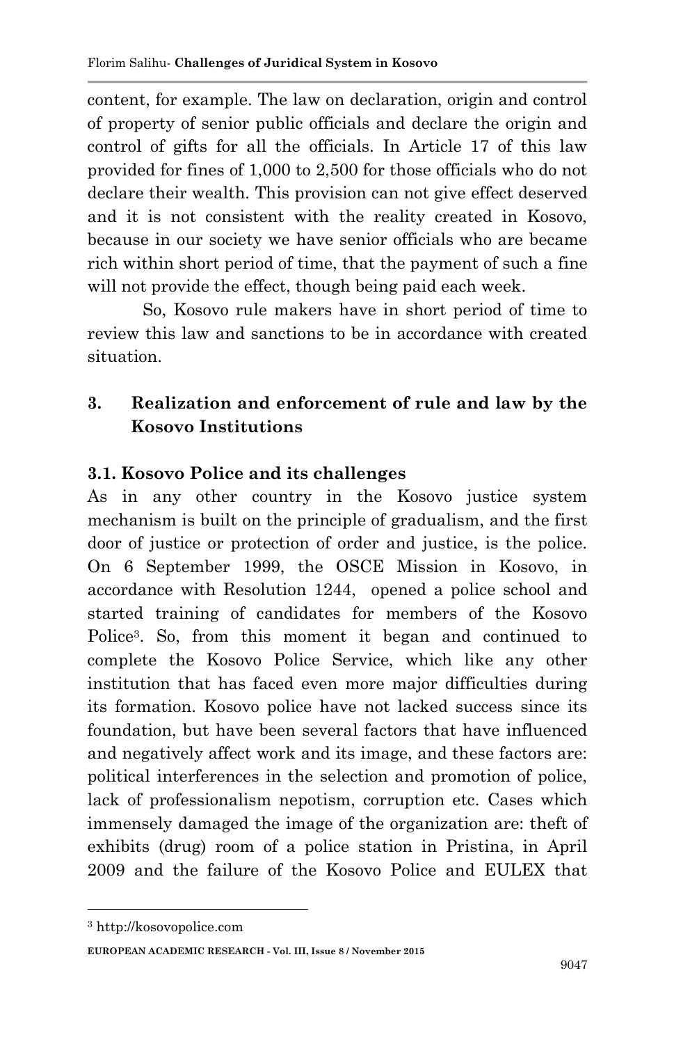content, for example. The law on declaration, origin and control of property of senior public officials and declare the origin and control of gifts for all the officials. In Article 17 of this law provided for fines of 1,000 to 2,500 for those officials who do not declare their wealth. This provision can not give effect deserved and it is not consistent with the reality created in Kosovo, because in our society we have senior officials who are became rich within short period of time, that the payment of such a fine will not provide the effect, though being paid each week.

So, Kosovo rule makers have in short period of time to review this law and sanctions to be in accordance with created situation.

## 3. Realization and enforcement of rule and law by the Kosovo Institutions

### 3.1. Kosovo Police and its challenges

As in any other country in the Kosovo justice system mechanism is built on the principle of gradualism, and the first door of justice or protection of order and justice, is the police. On 6 September 1999, the OSCE Mission in Kosovo, in accordance with Resolution 1244, opened a police school and started training of candidates for members of the Kosovo Police[3]. So, from this moment it began and continued to complete the Kosovo Police Service, which like any other institution that has faced even more major difficulties during its formation. Kosovo police have not lacked success since its foundation, but have been several factors that have influenced and negatively affect work and its image, and these factors are: political interferences in the selection and promotion of police, lack of professionalism nepotism, corruption etc. Cases which immensely damaged the image of the organization are: theft of exhibits (drug) room of a police station in Pristina, in April 2009 and the failure of the Kosovo Police and EULEX that

[3] http://kosovopolice.com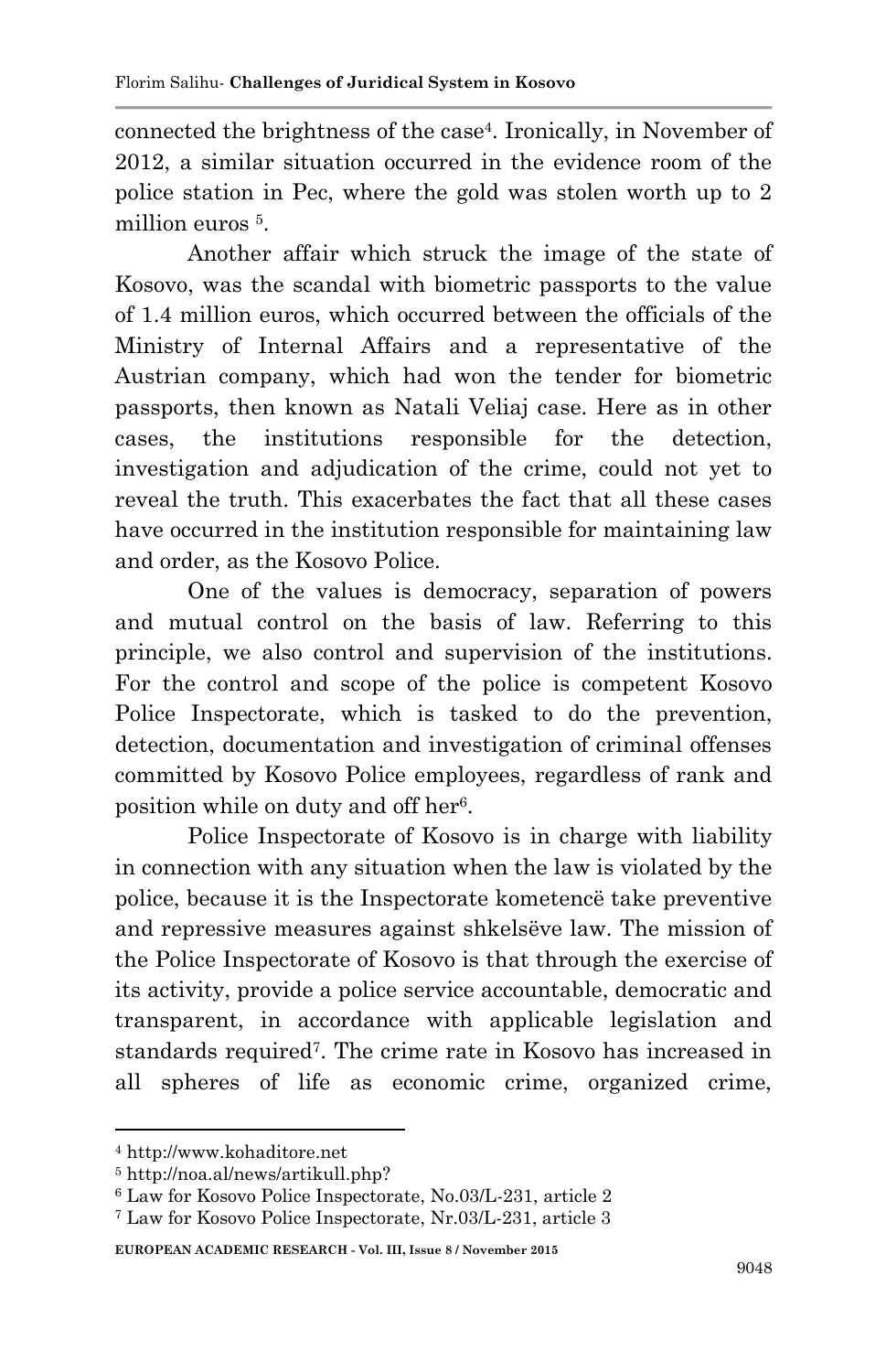connected the brightness of the case[4]. Ironically, in November of 2012, a similar situation occurred in the evidence room of the police station in Pec, where the gold was stolen worth up to 2 million euros [5].

Another affair which struck the image of the state of Kosovo, was the scandal with biometric passports to the value of 1.4 million euros, which occurred between the officials of the Ministry of Internal Affairs and a representative of the Austrian company, which had won the tender for biometric passports, then known as Natali Veliaj case. Here as in other cases, the institutions responsible for the detection, investigation and adjudication of the crime, could not yet to reveal the truth. This exacerbates the fact that all these cases have occurred in the institution responsible for maintaining law and order, as the Kosovo Police.

One of the values is democracy, separation of powers and mutual control on the basis of law. Referring to this principle, we also control and supervision of the institutions. For the control and scope of the police is competent Kosovo Police Inspectorate, which is tasked to do the prevention, detection, documentation and investigation of criminal offenses committed by Kosovo Police employees, regardless of rank and position while on duty and off her[6].

Police Inspectorate of Kosovo is in charge with liability in connection with any situation when the law is violated by the police, because it is the Inspectorate kometencë take preventive and repressive measures against shkelsëve law. The mission of the Police Inspectorate of Kosovo is that through the exercise of its activity, provide a police service accountable, democratic and transparent, in accordance with applicable legislation and standards required[7]. The crime rate in Kosovo has increased in all spheres of life as economic crime, organized crime,

---

[4] http://www.kohaditore.net

[5] http://noa.al/news/artikull.php?

[6] Law for Kosovo Police Inspectorate, No.03/L-231, article 2

[7] Law for Kosovo Police Inspectorate, Nr.03/L-231, article 3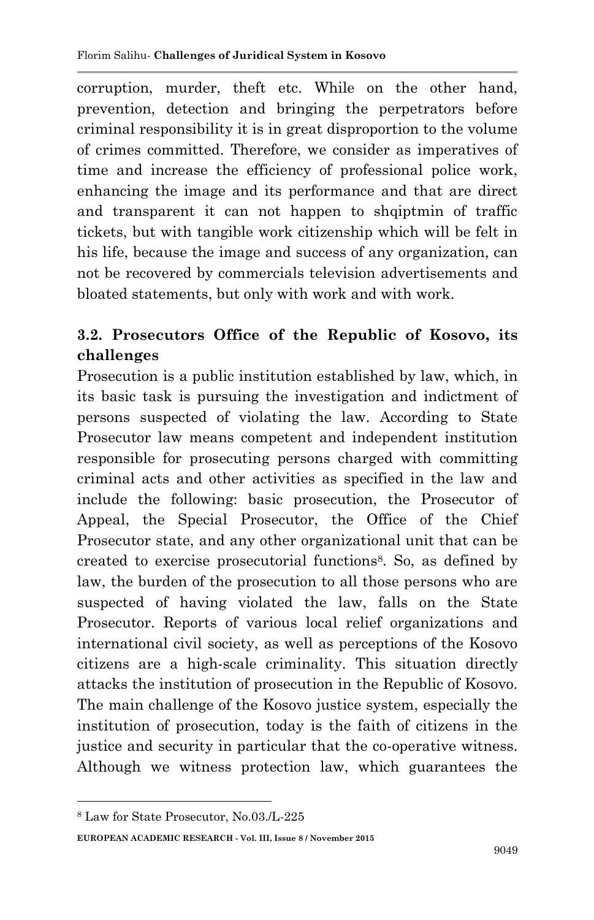corruption, murder, theft etc. While on the other hand, prevention, detection and bringing the perpetrators before criminal responsibility it is in great disproportion to the volume of crimes committed. Therefore, we consider as imperatives of time and increase the efficiency of professional police work, enhancing the image and its performance and that are direct and transparent it can not happen to shqiptmin of traffic tickets, but with tangible work citizenship which will be felt in his life, because the image and success of any organization, can not be recovered by commercials television advertisements and bloated statements, but only with work and with work.

## 3.2. Prosecutors Office of the Republic of Kosovo, its challenges

Prosecution is a public institution established by law, which, in its basic task is pursuing the investigation and indictment of persons suspected of violating the law. According to State Prosecutor law means competent and independent institution responsible for prosecuting persons charged with committing criminal acts and other activities as specified in the law and include the following: basic prosecution, the Prosecutor of Appeal, the Special Prosecutor, the Office of the Chief Prosecutor state, and any other organizational unit that can be created to exercise prosecutorial functions[8]. So, as defined by law, the burden of the prosecution to all those persons who are suspected of having violated the law, falls on the State Prosecutor. Reports of various local relief organizations and international civil society, as well as perceptions of the Kosovo citizens are a high-scale criminality. This situation directly attacks the institution of prosecution in the Republic of Kosovo. The main challenge of the Kosovo justice system, especially the institution of prosecution, today is the faith of citizens in the justice and security in particular that the co-operative witness. Although we witness protection law, which guarantees the

---

[8] Law for State Prosecutor, No.03./L-225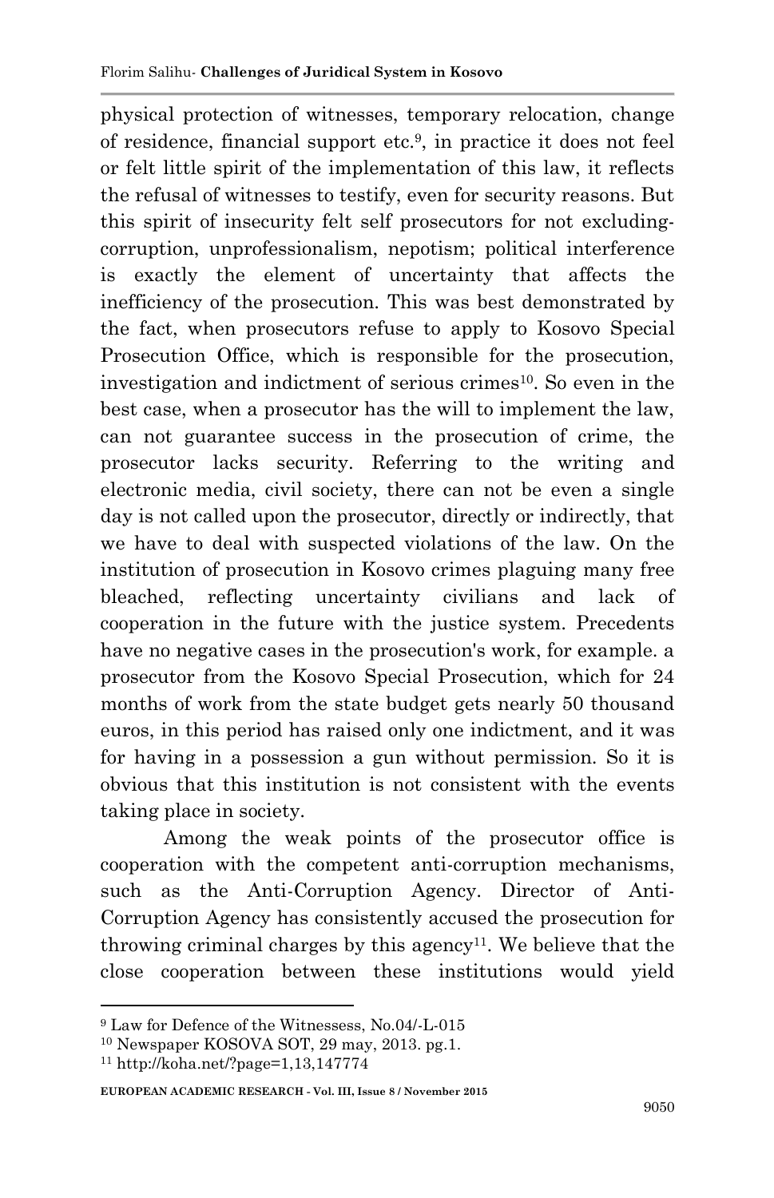physical protection of witnesses, temporary relocation, change of residence, financial support etc.[9], in practice it does not feel or felt little spirit of the implementation of this law, it reflects the refusal of witnesses to testify, even for security reasons. But this spirit of insecurity felt self prosecutors for not excluding-corruption, unprofessionalism, nepotism; political interference is exactly the element of uncertainty that affects the inefficiency of the prosecution. This was best demonstrated by the fact, when prosecutors refuse to apply to Kosovo Special Prosecution Office, which is responsible for the prosecution, investigation and indictment of serious crimes[10]. So even in the best case, when a prosecutor has the will to implement the law, can not guarantee success in the prosecution of crime, the prosecutor lacks security. Referring to the writing and electronic media, civil society, there can not be even a single day is not called upon the prosecutor, directly or indirectly, that we have to deal with suspected violations of the law. On the institution of prosecution in Kosovo crimes plaguing many free bleached, reflecting uncertainty civilians and lack of cooperation in the future with the justice system. Precedents have no negative cases in the prosecution's work, for example. a prosecutor from the Kosovo Special Prosecution, which for 24 months of work from the state budget gets nearly 50 thousand euros, in this period has raised only one indictment, and it was for having in a possession a gun without permission. So it is obvious that this institution is not consistent with the events taking place in society.

Among the weak points of the prosecutor office is cooperation with the competent anti-corruption mechanisms, such as the Anti-Corruption Agency. Director of Anti-Corruption Agency has consistently accused the prosecution for throwing criminal charges by this agency[11]. We believe that the close cooperation between these institutions would yield

---

[9] Law for Defence of the Witnessess, No.04/-L-015

[10] Newspaper KOSOVA SOT, 29 may, 2013. pg.1.

[11] http://koha.net/?page=1,13,147774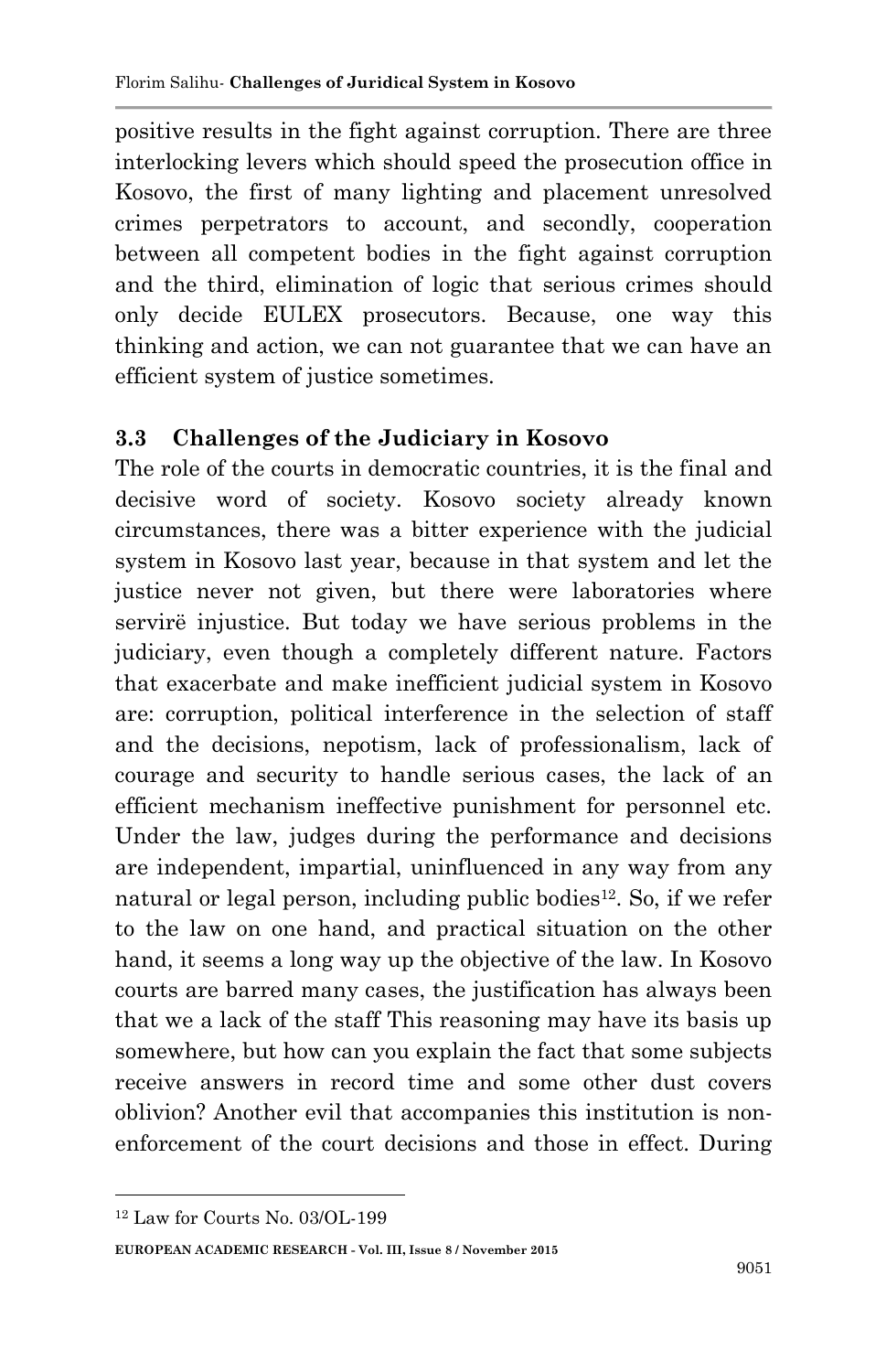positive results in the fight against corruption. There are three interlocking levers which should speed the prosecution office in Kosovo, the first of many lighting and placement unresolved crimes perpetrators to account, and secondly, cooperation between all competent bodies in the fight against corruption and the third, elimination of logic that serious crimes should only decide EULEX prosecutors. Because, one way this thinking and action, we can not guarantee that we can have an efficient system of justice sometimes.

### 3.3 Challenges of the Judiciary in Kosovo

The role of the courts in democratic countries, it is the final and decisive word of society. Kosovo society already known circumstances, there was a bitter experience with the judicial system in Kosovo last year, because in that system and let the justice never not given, but there were laboratories where servirë injustice. But today we have serious problems in the judiciary, even though a completely different nature. Factors that exacerbate and make inefficient judicial system in Kosovo are: corruption, political interference in the selection of staff and the decisions, nepotism, lack of professionalism, lack of courage and security to handle serious cases, the lack of an efficient mechanism ineffective punishment for personnel etc. Under the law, judges during the performance and decisions are independent, impartial, uninfluenced in any way from any natural or legal person, including public bodies[12]. So, if we refer to the law on one hand, and practical situation on the other hand, it seems a long way up the objective of the law. In Kosovo courts are barred many cases, the justification has always been that we a lack of the staff This reasoning may have its basis up somewhere, but how can you explain the fact that some subjects receive answers in record time and some other dust covers oblivion? Another evil that accompanies this institution is non-enforcement of the court decisions and those in effect. During

[12] Law for Courts No. 03/OL-199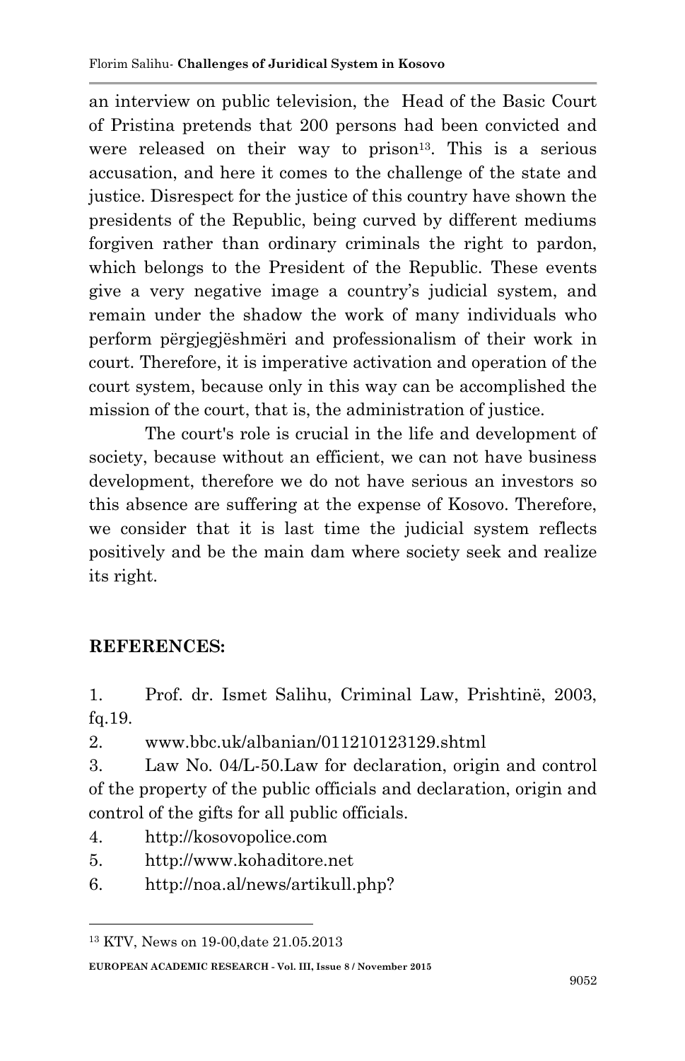an interview on public television, the Head of the Basic Court of Pristina pretends that 200 persons had been convicted and were released on their way to prison[13]. This is a serious accusation, and here it comes to the challenge of the state and justice. Disrespect for the justice of this country have shown the presidents of the Republic, being curved by different mediums forgiven rather than ordinary criminals the right to pardon, which belongs to the President of the Republic. These events give a very negative image a country's judicial system, and remain under the shadow the work of many individuals who perform përgjegjëshmëri and professionalism of their work in court. Therefore, it is imperative activation and operation of the court system, because only in this way can be accomplished the mission of the court, that is, the administration of justice.

The court's role is crucial in the life and development of society, because without an efficient, we can not have business development, therefore we do not have serious an investors so this absence are suffering at the expense of Kosovo. Therefore, we consider that it is last time the judicial system reflects positively and be the main dam where society seek and realize its right.

## REFERENCES:

1. Prof. dr. Ismet Salihu, Criminal Law, Prishtinë, 2003, fq.19.
2. www.bbc.uk/albanian/011210123129.shtml
3. Law No. 04/L-50.Law for declaration, origin and control of the property of the public officials and declaration, origin and control of the gifts for all public officials.
4. http://kosovopolice.com
5. http://www.kohaditore.net
6. http://noa.al/news/artikull.php?

---

[13] KTV, News on 19-00,date 21.05.2013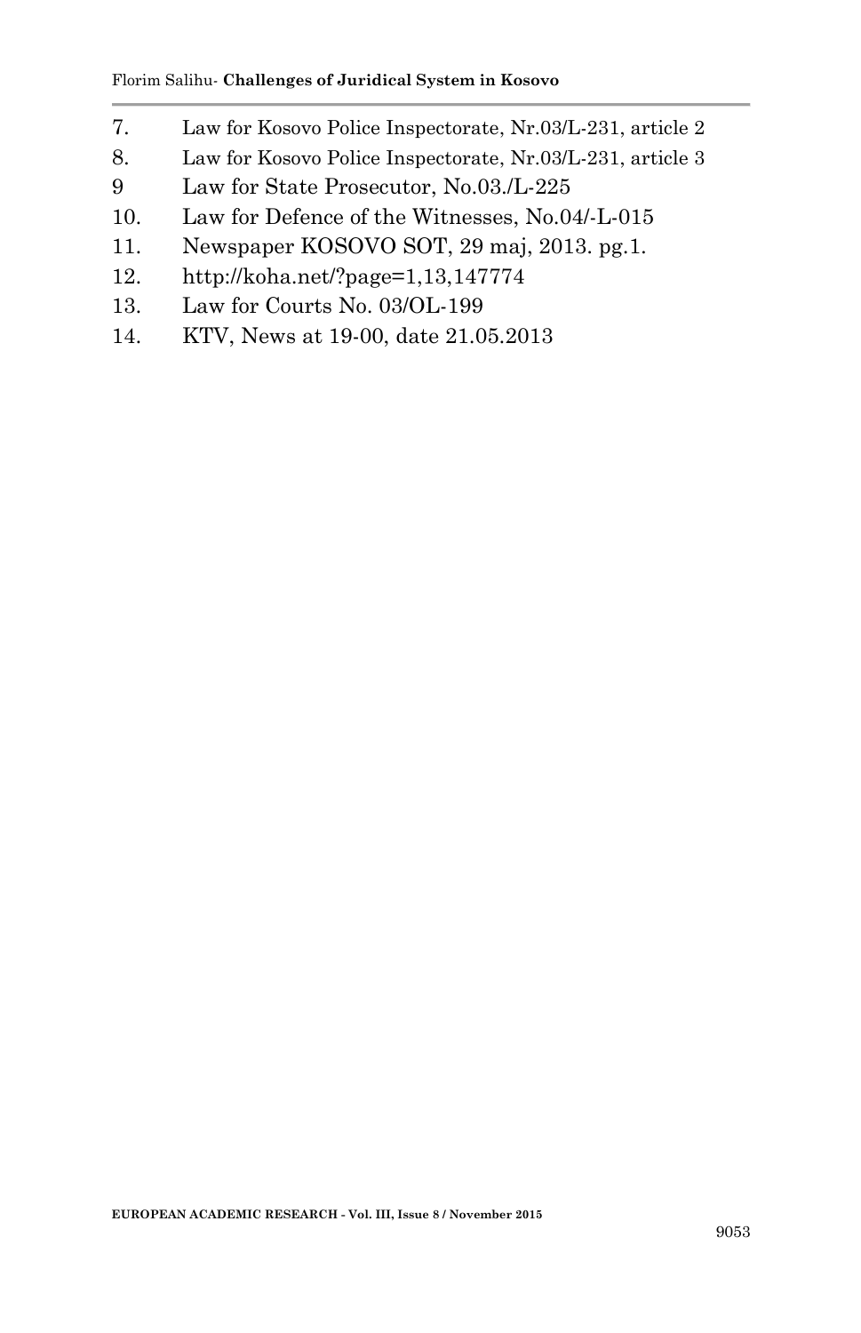7. Law for Kosovo Police Inspectorate, Nr.03/L-231, article 2
8. Law for Kosovo Police Inspectorate, Nr.03/L-231, article 3
9 Law for State Prosecutor, No.03./L-225
10. Law for Defence of the Witnesses, No.04/-L-015
11. Newspaper KOSOVO SOT, 29 maj, 2013. pg.1.
12. http://koha.net/?page=1,13,147774
13. Law for Courts No. 03/OL-199
14. KTV, News at 19-00, date 21.05.2013